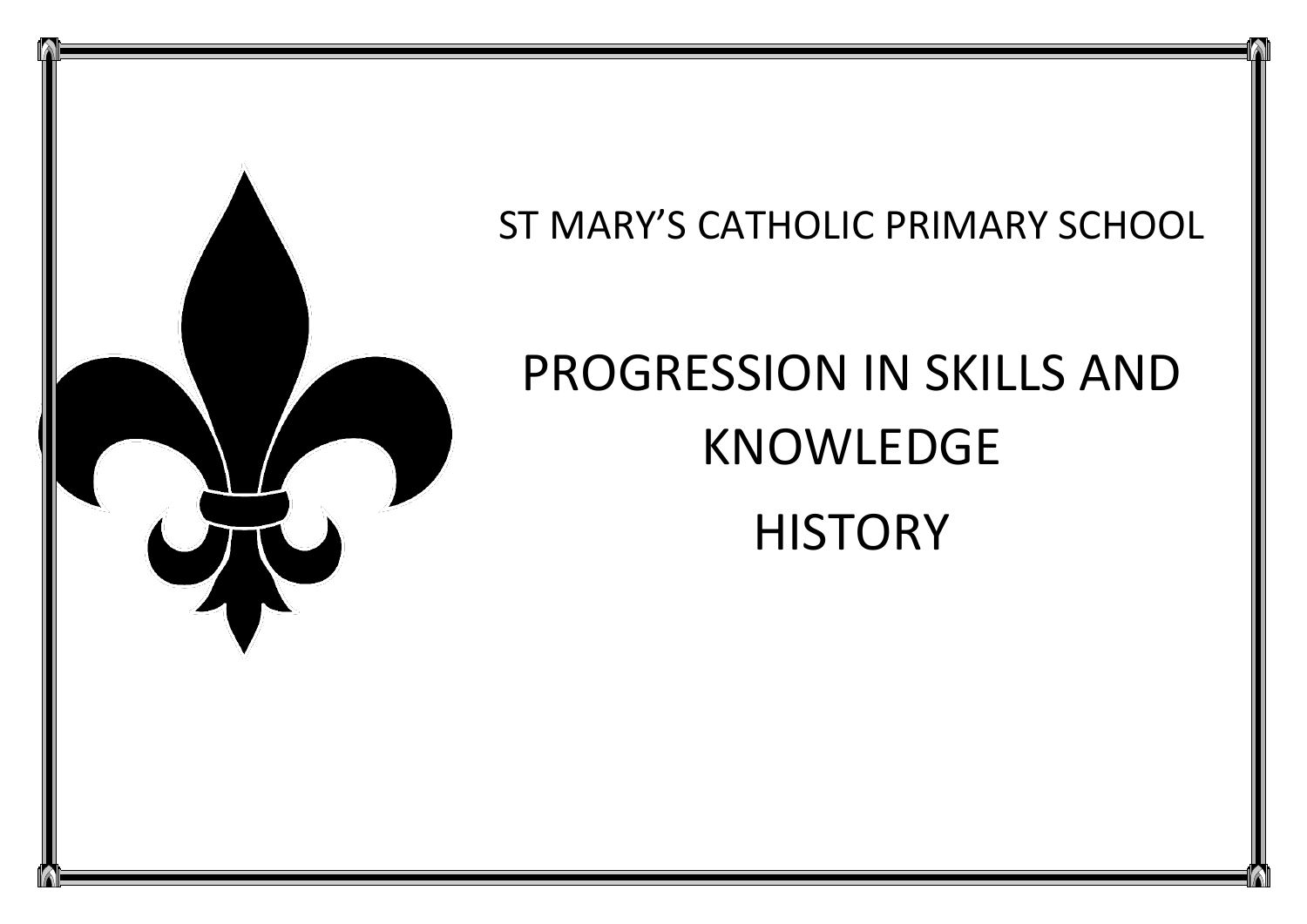ST MARY'S CATHOLIC PRIMARY SCHOOL

# PROGRESSION IN SKILLS AND KNOWLEDGE

# HISTORY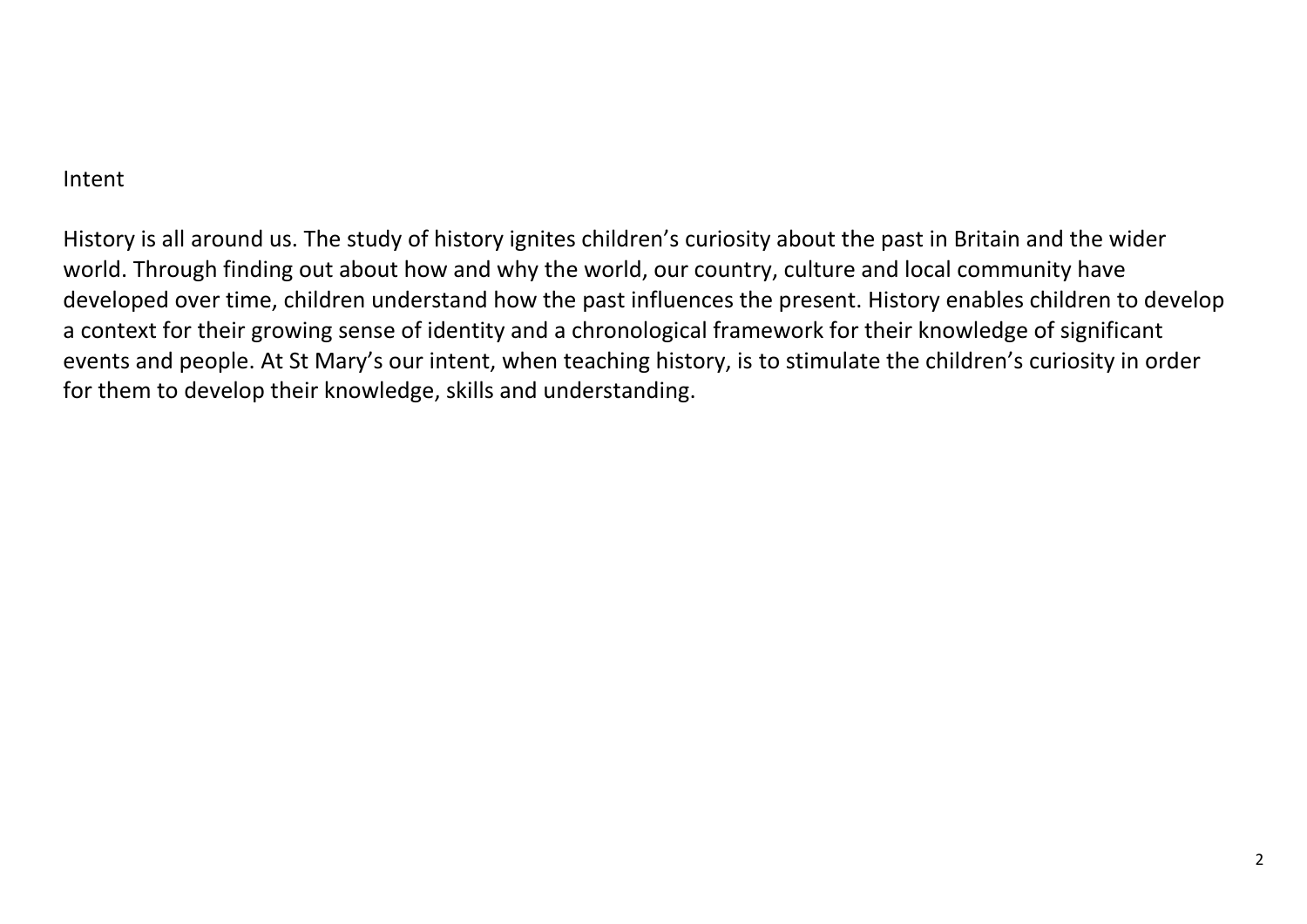## Intent

History is all around us. The study of history ignites children's curiosity about the past in Britain and the wider world. Through finding out about how and why the world, our country, culture and local community have developed over time, children understand how the past influences the present. History enables children to develop a context for their growing sense of identity and a chronological framework for their knowledge of significant events and people. At St Mary's our intent, when teaching history, is to stimulate the children's curiosity in order for them to develop their knowledge, skills and understanding.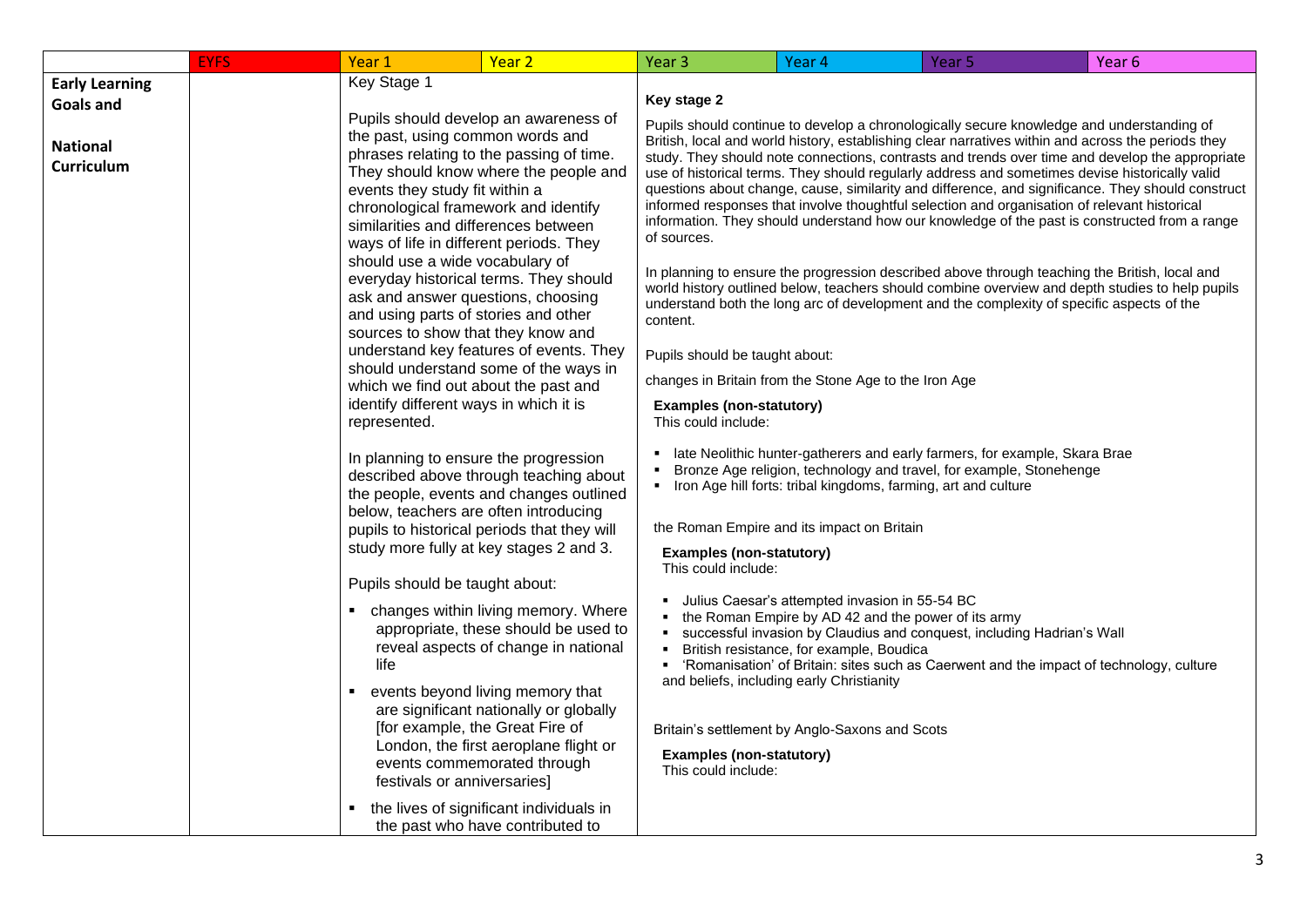| | EYFS | Year 1 | Year 2 | Year 3 | Year 4 | Year 5 | Year 6 |
|---|---|---|---|---|---|---|---|
| **Early Learning Goals and**<br><br>**National Curriculum** | | Key Stage 1<br><br>Pupils should develop an awareness of the past, using common words and phrases relating to the passing of time. They should know where the people and events they study fit within a chronological framework and identify similarities and differences between ways of life in different periods. They should use a wide vocabulary of everyday historical terms. They should ask and answer questions, choosing and using parts of stories and other sources to show that they know and understand key features of events. They should understand some of the ways in which we find out about the past and identify different ways in which it is represented.<br><br>In planning to ensure the progression described above through teaching about the people, events and changes outlined below, teachers are often introducing pupils to historical periods that they will study more fully at key stages 2 and 3.<br><br>Pupils should be taught about:<br><br>▪ changes within living memory. Where appropriate, these should be used to reveal aspects of change in national life<br><br>▪ events beyond living memory that are significant nationally or globally [for example, the Great Fire of London, the first aeroplane flight or events commemorated through festivals or anniversaries]<br><br>▪ the lives of significant individuals in the past who have contributed to | | **Key stage 2**<br><br>Pupils should continue to develop a chronologically secure knowledge and understanding of British, local and world history, establishing clear narratives within and across the periods they study. They should note connections, contrasts and trends over time and develop the appropriate use of historical terms. They should regularly address and sometimes devise historically valid questions about change, cause, similarity and difference, and significance. They should construct informed responses that involve thoughtful selection and organisation of relevant historical information. They should understand how our knowledge of the past is constructed from a range of sources.<br><br>In planning to ensure the progression described above through teaching the British, local and world history outlined below, teachers should combine overview and depth studies to help pupils understand both the long arc of development and the complexity of specific aspects of the content.<br><br>Pupils should be taught about:<br><br>changes in Britain from the Stone Age to the Iron Age<br><br>**Examples (non-statutory)**<br>This could include:<br><br>▪ late Neolithic hunter-gatherers and early farmers, for example, Skara Brae<br>▪ Bronze Age religion, technology and travel, for example, Stonehenge<br>▪ Iron Age hill forts: tribal kingdoms, farming, art and culture<br><br>the Roman Empire and its impact on Britain<br><br>**Examples (non-statutory)**<br>This could include:<br><br>▪ Julius Caesar's attempted invasion in 55-54 BC<br>▪ the Roman Empire by AD 42 and the power of its army<br>▪ successful invasion by Claudius and conquest, including Hadrian's Wall<br>▪ British resistance, for example, Boudica<br>▪ 'Romanisation' of Britain: sites such as Caerwent and the impact of technology, culture and beliefs, including early Christianity<br><br>Britain's settlement by Anglo-Saxons and Scots<br><br>**Examples (non-statutory)**<br>This could include: | | | |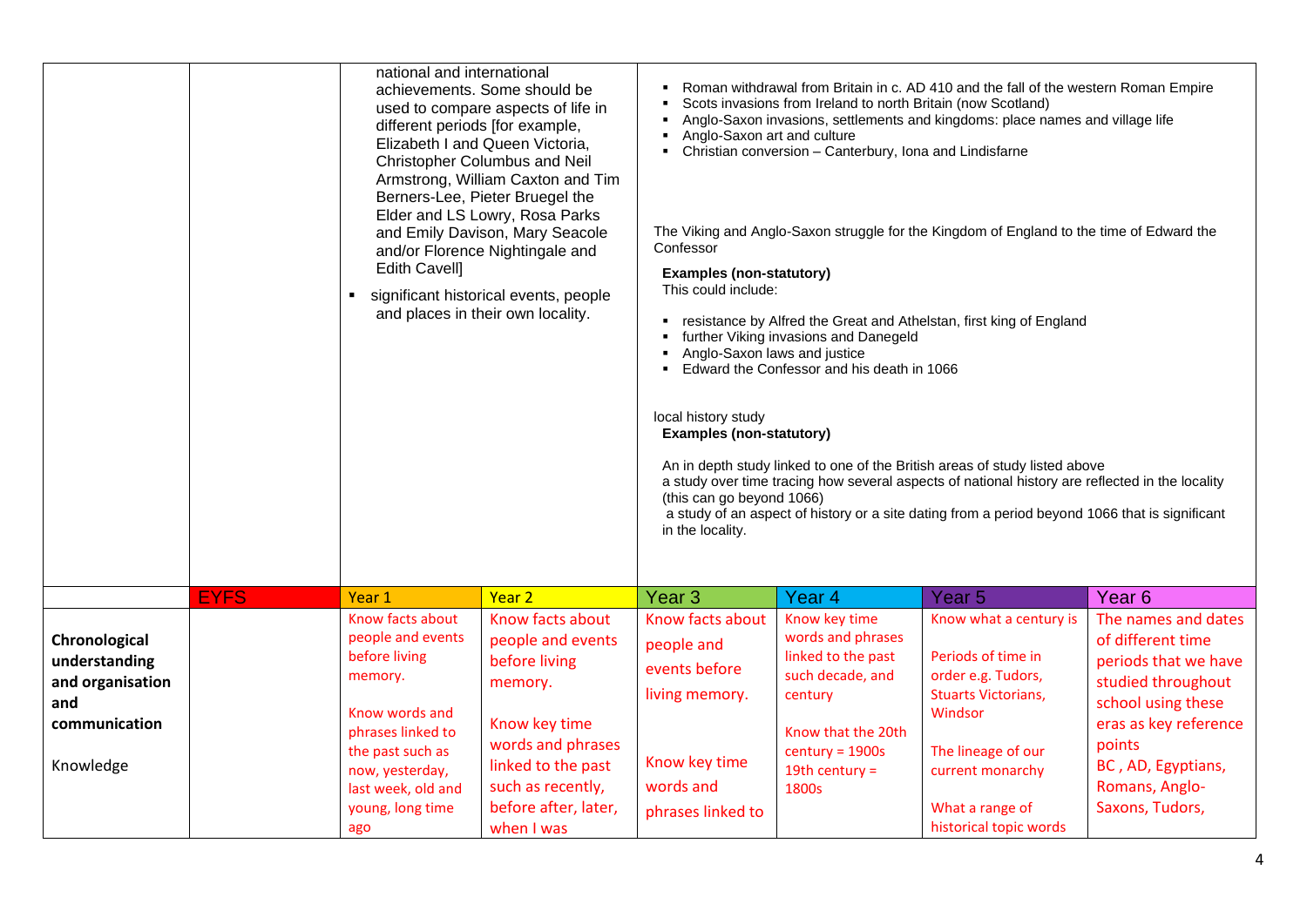| | | | | | | | |
|---|---|---|---|---|---|---|---|
| | | national and international achievements. Some should be used to compare aspects of life in different periods [for example, Elizabeth I and Queen Victoria, Christopher Columbus and Neil Armstrong, William Caxton and Tim Berners-Lee, Pieter Bruegel the Elder and LS Lowry, Rosa Parks and Emily Davison, Mary Seacole and/or Florence Nightingale and Edith Cavell]<br>▪ significant historical events, people and places in their own locality. | | ▪ Roman withdrawal from Britain in c. AD 410 and the fall of the western Roman Empire<br>▪ Scots invasions from Ireland to north Britain (now Scotland)<br>▪ Anglo-Saxon invasions, settlements and kingdoms: place names and village life<br>▪ Anglo-Saxon art and culture<br>▪ Christian conversion – Canterbury, Iona and Lindisfarne<br><br>The Viking and Anglo-Saxon struggle for the Kingdom of England to the time of Edward the Confessor<br>**Examples (non-statutory)**<br>This could include:<br>▪ resistance by Alfred the Great and Athelstan, first king of England<br>▪ further Viking invasions and Danegeld<br>▪ Anglo-Saxon laws and justice<br>▪ Edward the Confessor and his death in 1066<br><br>local history study<br>**Examples (non-statutory)**<br>An in depth study linked to one of the British areas of study listed above<br>a study over time tracing how several aspects of national history are reflected in the locality (this can go beyond 1066)<br>a study of an aspect of history or a site dating from a period beyond 1066 that is significant in the locality. | | | |
| | EYFS | Year 1 | Year 2 | Year 3 | Year 4 | Year 5 | Year 6 |
| **Chronological understanding and organisation and communication**<br><br>Knowledge | | Know facts about people and events before living memory.<br><br>Know words and phrases linked to the past such as now, yesterday, last week, old and young, long time ago | Know facts about people and events before living memory.<br><br>Know key time words and phrases linked to the past such as recently, before after, later, when I was | Know facts about people and events before living memory.<br><br>Know key time words and phrases linked to | Know key time words and phrases linked to the past such decade, and century<br><br>Know that the 20th century = 1900s<br>19th century = 1800s | Know what a century is<br><br>Periods of time in order e.g. Tudors, Stuarts Victorians, Windsor<br><br>The lineage of our current monarchy<br><br>What a range of historical topic words | The names and dates of different time periods that we have studied throughout school using these eras as key reference points<br>BC , AD, Egyptians, Romans, Anglo-Saxons, Tudors, |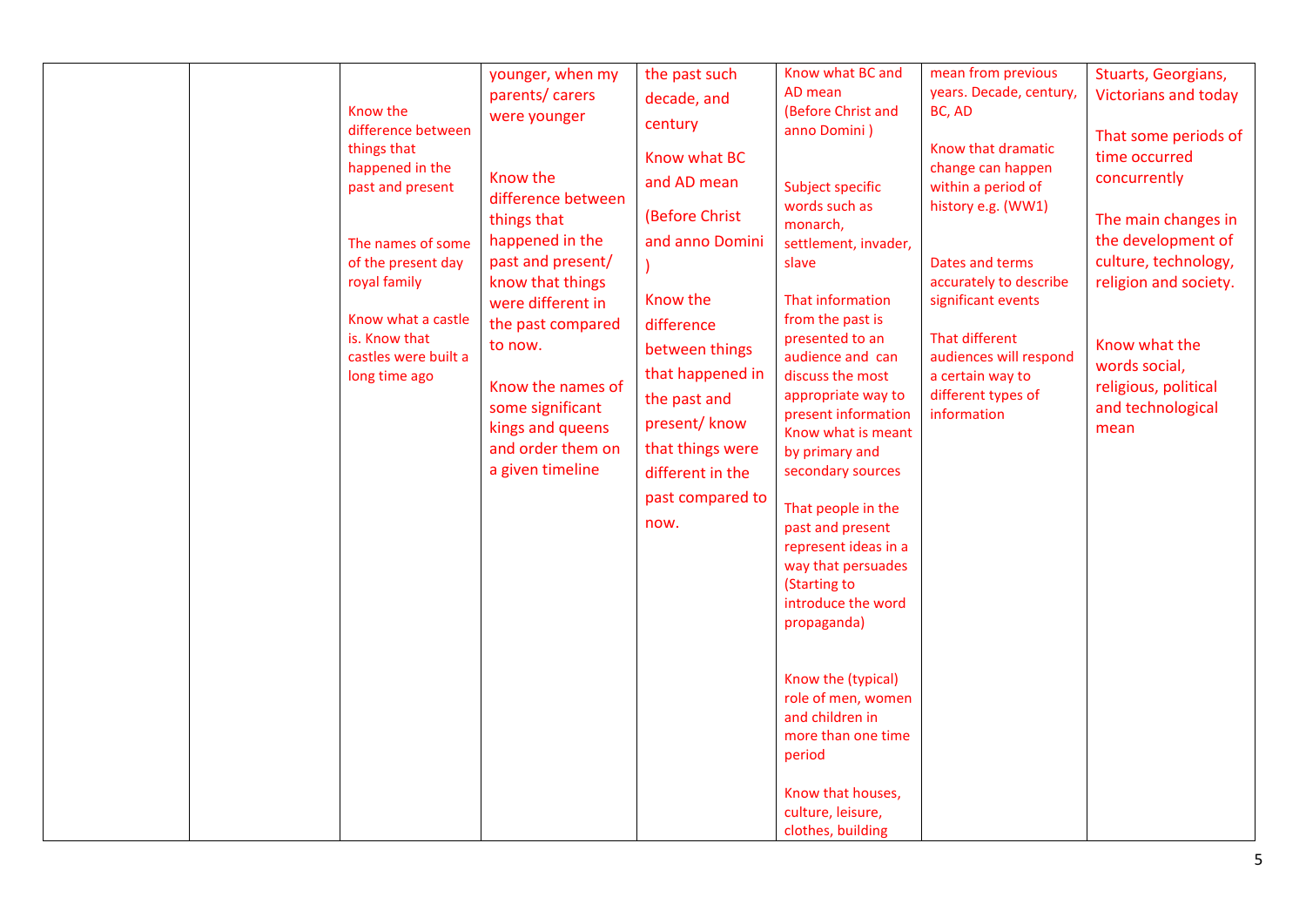|  |  |  |  |  |  |  |  |
|---|---|---|---|---|---|---|---|
|  |  | Know the difference between things that happened in the past and present<br><br>The names of some of the present day royal family<br><br>Know what a castle is. Know that castles were built a long time ago | younger, when my parents/ carers were younger<br><br>Know the difference between things that happened in the past and present/ know that things were different in the past compared to now.<br><br>Know the names of some significant kings and queens and order them on a given timeline | the past such decade, and century<br><br>Know what BC and AD mean<br><br>(Before Christ and anno Domini )<br><br>Know the difference between things that happened in the past and present/ know that things were different in the past compared to now. | Know what BC and AD mean (Before Christ and anno Domini )<br><br>Subject specific words such as monarch, settlement, invader, slave<br><br>That information from the past is presented to an audience and can discuss the most appropriate way to present information Know what is meant by primary and secondary sources<br><br>That people in the past and present represent ideas in a way that persuades (Starting to introduce the word propaganda)<br><br>Know the (typical) role of men, women and children in more than one time period<br><br>Know that houses, culture, leisure, clothes, building | mean from previous years. Decade, century, BC, AD<br><br>Know that dramatic change can happen within a period of history e.g. (WW1)<br><br>Dates and terms accurately to describe significant events<br><br>That different audiences will respond a certain way to different types of information | Stuarts, Georgians, Victorians and today<br><br>That some periods of time occurred concurrently<br><br>The main changes in the development of culture, technology, religion and society.<br><br>Know what the words social, religious, political and technological mean |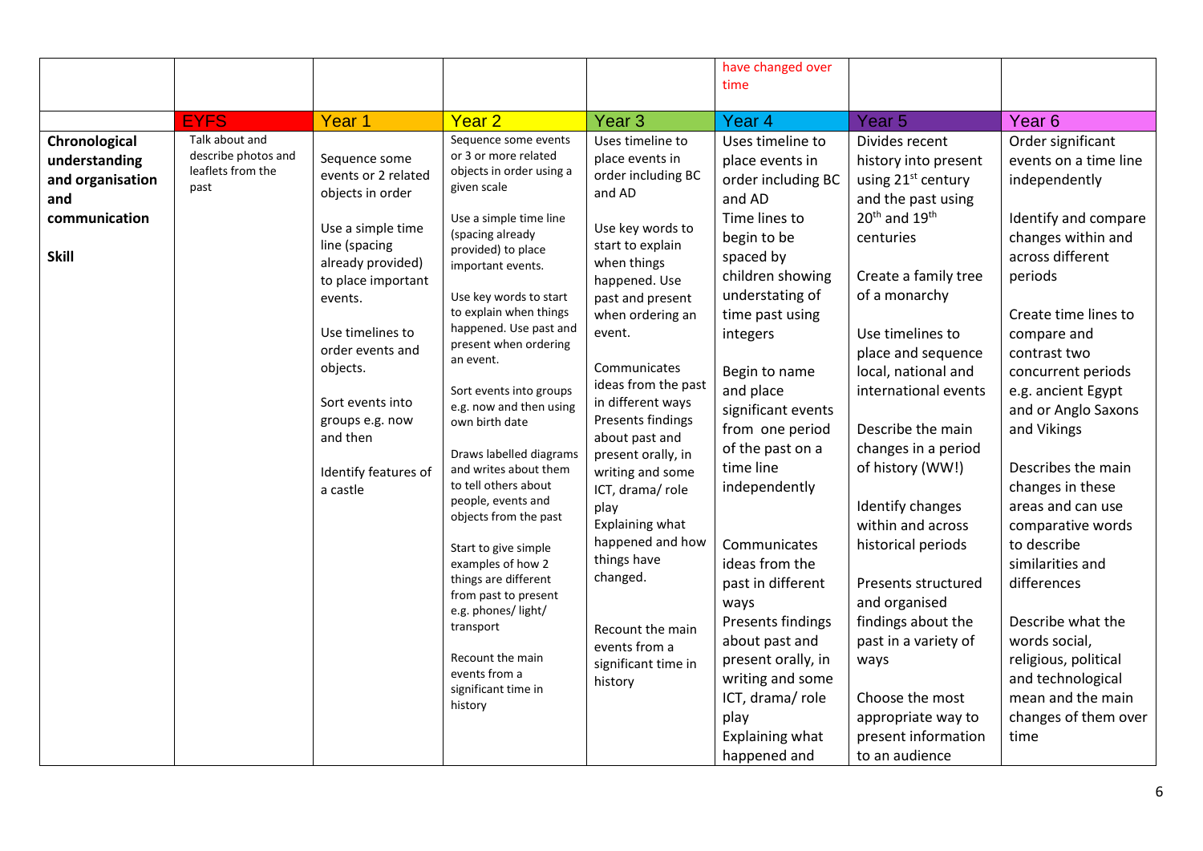| | | | | | have changed over time | | |
|---|---|---|---|---|---|---|---|
| | EYFS | Year 1 | Year 2 | Year 3 | Year 4 | Year 5 | Year 6 |
| **Chronological understanding and organisation and communication**<br><br>**Skill** | Talk about and describe photos and leaflets from the past | Sequence some events or 2 related objects in order<br><br>Use a simple time line (spacing already provided) to place important events.<br><br>Use timelines to order events and objects.<br><br>Sort events into groups e.g. now and then<br><br>Identify features of a castle | Sequence some events or 3 or more related objects in order using a given scale<br><br>Use a simple time line (spacing already provided) to place important events.<br><br>Use key words to start to explain when things happened. Use past and present when ordering an event.<br><br>Sort events into groups e.g. now and then using own birth date<br><br>Draws labelled diagrams and writes about them to tell others about people, events and objects from the past<br><br>Start to give simple examples of how 2 things are different from past to present e.g. phones/ light/ transport<br><br>Recount the main events from a significant time in history | Uses timeline to place events in order including BC and AD<br><br>Use key words to start to explain when things happened. Use past and present when ordering an event.<br><br>Communicates ideas from the past in different ways Presents findings about past and present orally, in writing and some ICT, drama/ role play Explaining what happened and how things have changed.<br><br>Recount the main events from a significant time in history | Uses timeline to place events in order including BC and AD Time lines to begin to be spaced by children showing understating of time past using integers<br><br>Begin to name and place significant events from one period of the past on a time line independently<br><br>Communicates ideas from the past in different ways Presents findings about past and present orally, in writing and some ICT, drama/ role play Explaining what happened and | Divides recent history into present using 21st century and the past using 20th and 19th centuries<br><br>Create a family tree of a monarchy<br><br>Use timelines to place and sequence local, national and international events<br><br>Describe the main changes in a period of history (WW!)<br><br>Identify changes within and across historical periods<br><br>Presents structured and organised findings about the past in a variety of ways<br><br>Choose the most appropriate way to present information to an audience | Order significant events on a time line independently<br><br>Identify and compare changes within and across different periods<br><br>Create time lines to compare and contrast two concurrent periods e.g. ancient Egypt and or Anglo Saxons and Vikings<br><br>Describes the main changes in these areas and can use comparative words to describe similarities and differences<br><br>Describe what the words social, religious, political and technological mean and the main changes of them over time |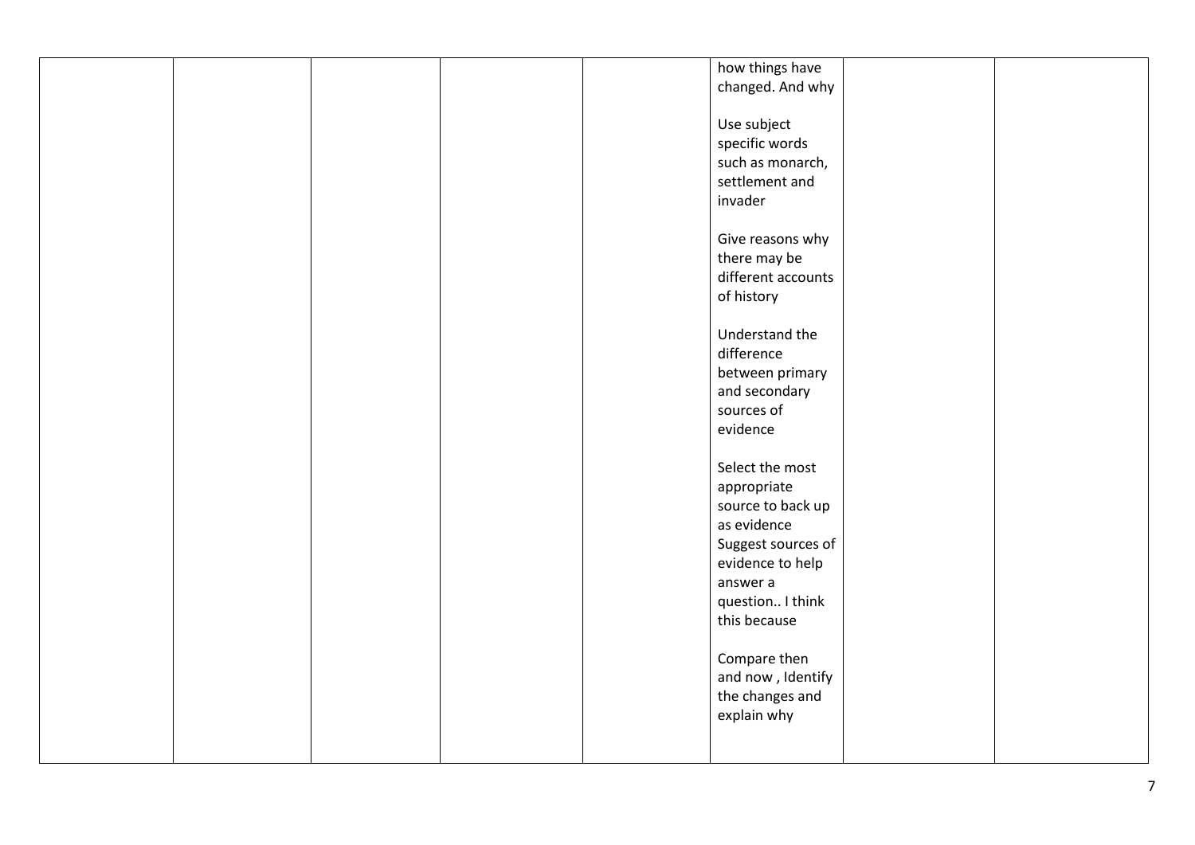|  |  |  |  |  |  |  |  |
|---|---|---|---|---|---|---|---|
|  |  |  |  |  | how things have changed. And why<br><br>Use subject specific words such as monarch, settlement and invader<br><br>Give reasons why there may be different accounts of history<br><br>Understand the difference between primary and secondary sources of evidence<br><br>Select the most appropriate source to back up as evidence<br>Suggest sources of evidence to help answer a question.. I think this because<br><br>Compare then and now , Identify the changes and explain why |  |  |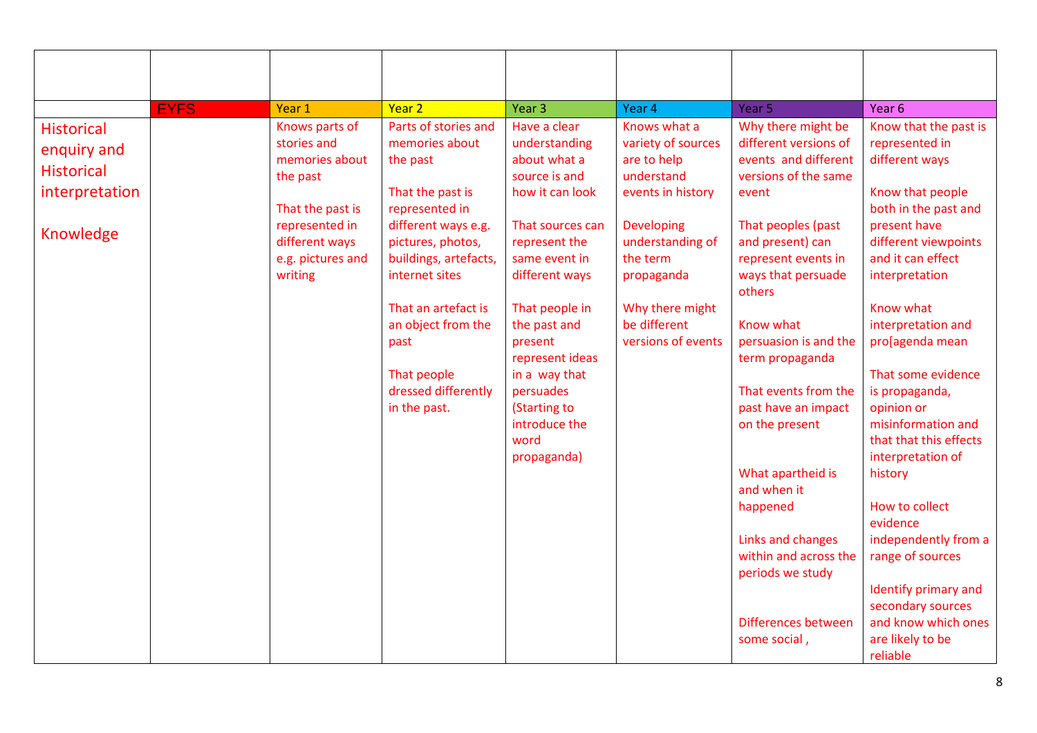| | EYFS | Year 1 | Year 2 | Year 3 | Year 4 | Year 5 | Year 6 |
|---|---|---|---|---|---|---|---|
| Historical enquiry and Historical interpretation<br><br>Knowledge | | Knows parts of stories and memories about the past<br><br>That the past is represented in different ways e.g. pictures and writing | Parts of stories and memories about the past<br><br>That the past is represented in different ways e.g. pictures, photos, buildings, artefacts, internet sites<br><br>That an artefact is an object from the past<br><br>That people dressed differently in the past. | Have a clear understanding about what a source is and how it can look<br><br>That sources can represent the same event in different ways<br><br>That people in the past and present represent ideas in a way that persuades (Starting to introduce the word propaganda) | Knows what a variety of sources are to help understand events in history<br><br>Developing understanding of the term propaganda<br><br>Why there might be different versions of events | Why there might be different versions of events and different versions of the same event<br><br>That peoples (past and present) can represent events in ways that persuade others<br><br>Know what persuasion is and the term propaganda<br><br>That events from the past have an impact on the present<br><br>What apartheid is and when it happened<br><br>Links and changes within and across the periods we study<br><br>Differences between some social , | Know that the past is represented in different ways<br><br>Know that people both in the past and present have different viewpoints and it can effect interpretation<br><br>Know what interpretation and pro[agenda mean<br><br>That some evidence is propaganda, opinion or misinformation and that that this effects interpretation of history<br><br>How to collect evidence independently from a range of sources<br><br>Identify primary and secondary sources and know which ones are likely to be reliable |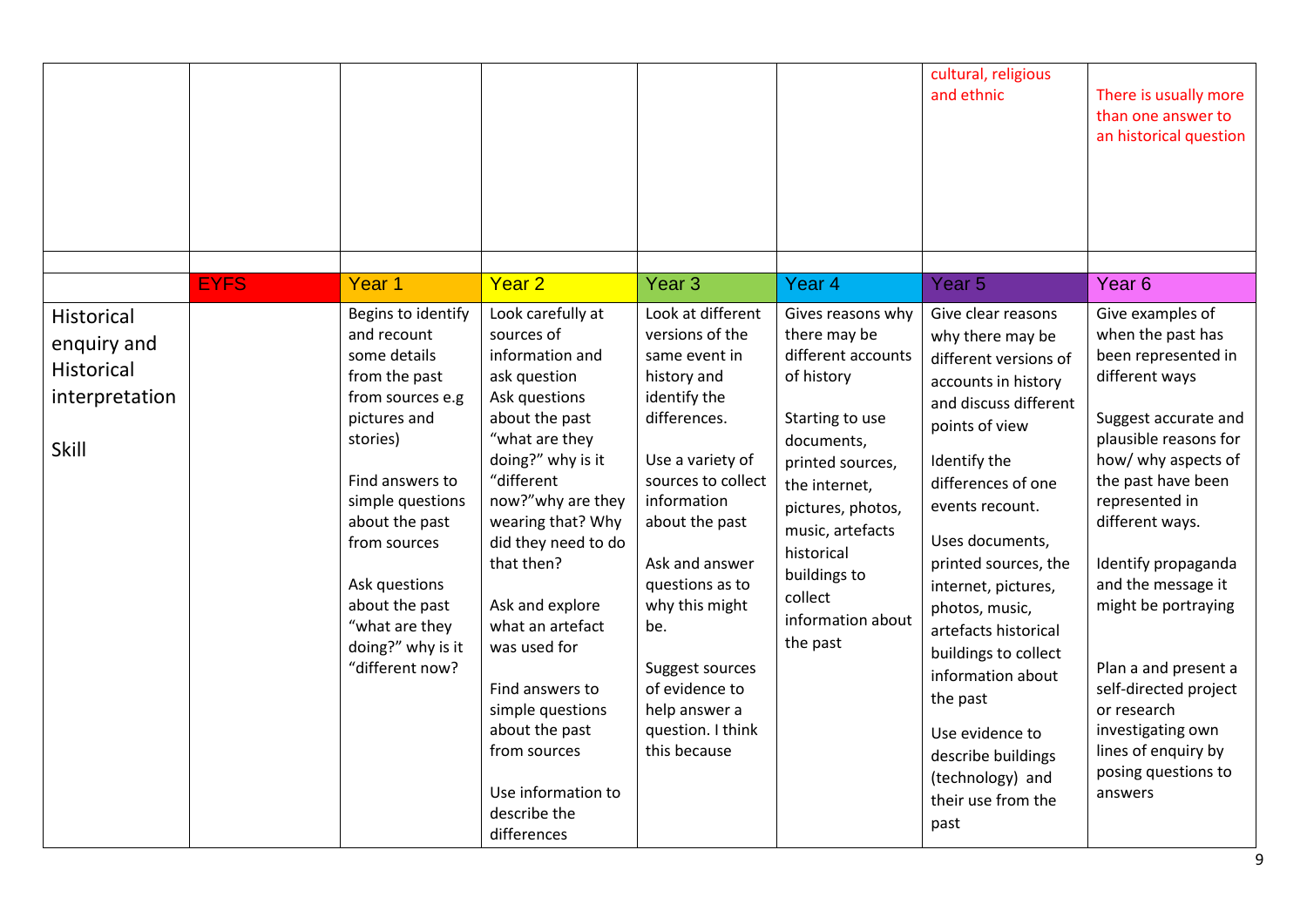| | | | | | | | |
|---|---|---|---|---|---|---|---|
| | | | | | | cultural, religious and ethnic | There is usually more than one answer to an historical question |
| | | | | | | | |
| | EYFS | Year 1 | Year 2 | Year 3 | Year 4 | Year 5 | Year 6 |
| Historical enquiry and Historical interpretation<br><br>Skill | | Begins to identify and recount some details from the past from sources e.g pictures and stories)<br><br>Find answers to simple questions about the past from sources<br><br>Ask questions about the past "what are they doing?" why is it "different now? | Look carefully at sources of information and ask question<br>Ask questions about the past "what are they doing?" why is it "different now?"why are they wearing that? Why did they need to do that then?<br><br>Ask and explore what an artefact was used for<br><br>Find answers to simple questions about the past from sources<br><br>Use information to describe the differences | Look at different versions of the same event in history and identify the differences.<br><br>Use a variety of sources to collect information about the past<br><br>Ask and answer questions as to why this might be.<br><br>Suggest sources of evidence to help answer a question. I think this because | Gives reasons why there may be different accounts of history<br><br>Starting to use documents, printed sources, the internet, pictures, photos, music, artefacts historical buildings to collect information about the past | Give clear reasons why there may be different versions of accounts in history and discuss different points of view<br><br>Identify the differences of one events recount.<br><br>Uses documents, printed sources, the internet, pictures, photos, music, artefacts historical buildings to collect information about the past<br><br>Use evidence to describe buildings (technology) and their use from the past | Give examples of when the past has been represented in different ways<br><br>Suggest accurate and plausible reasons for how/ why aspects of the past have been represented in different ways.<br><br>Identify propaganda and the message it might be portraying<br><br>Plan a and present a self-directed project or research investigating own lines of enquiry by posing questions to answers |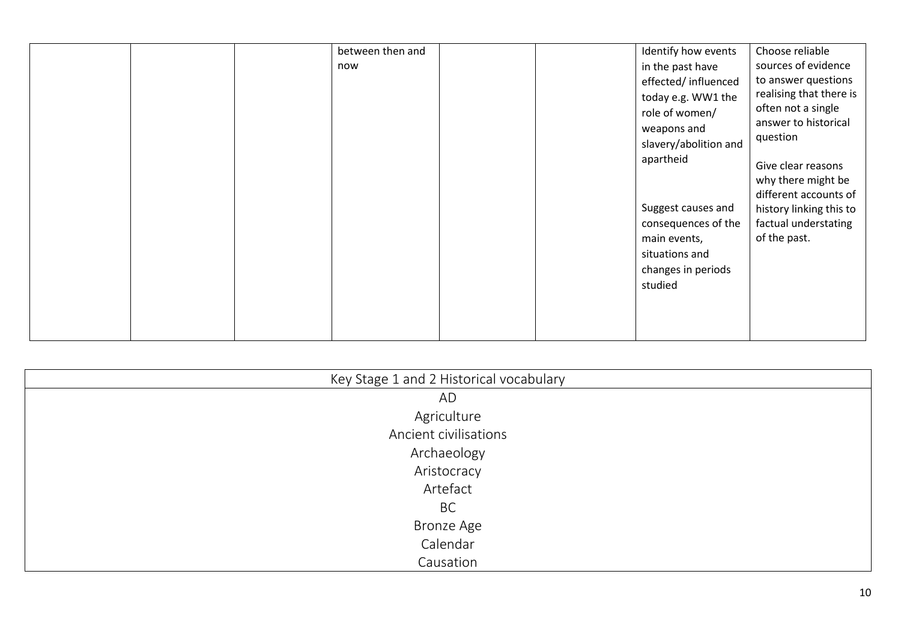|  |  |  |  |  |  |  |  |
|---|---|---|---|---|---|---|---|
|  |  |  | between then and now |  |  | Identify how events in the past have effected/ influenced today e.g. WW1 the role of women/ weapons and slavery/abolition and apartheid<br><br>Suggest causes and consequences of the main events, situations and changes in periods studied | Choose reliable sources of evidence to answer questions realising that there is often not a single answer to historical question<br><br>Give clear reasons why there might be different accounts of history linking this to factual understating of the past. |

| Key Stage 1 and 2 Historical vocabulary |
|---|
| AD |
| Agriculture |
| Ancient civilisations |
| Archaeology |
| Aristocracy |
| Artefact |
| BC |
| Bronze Age |
| Calendar |
| Causation |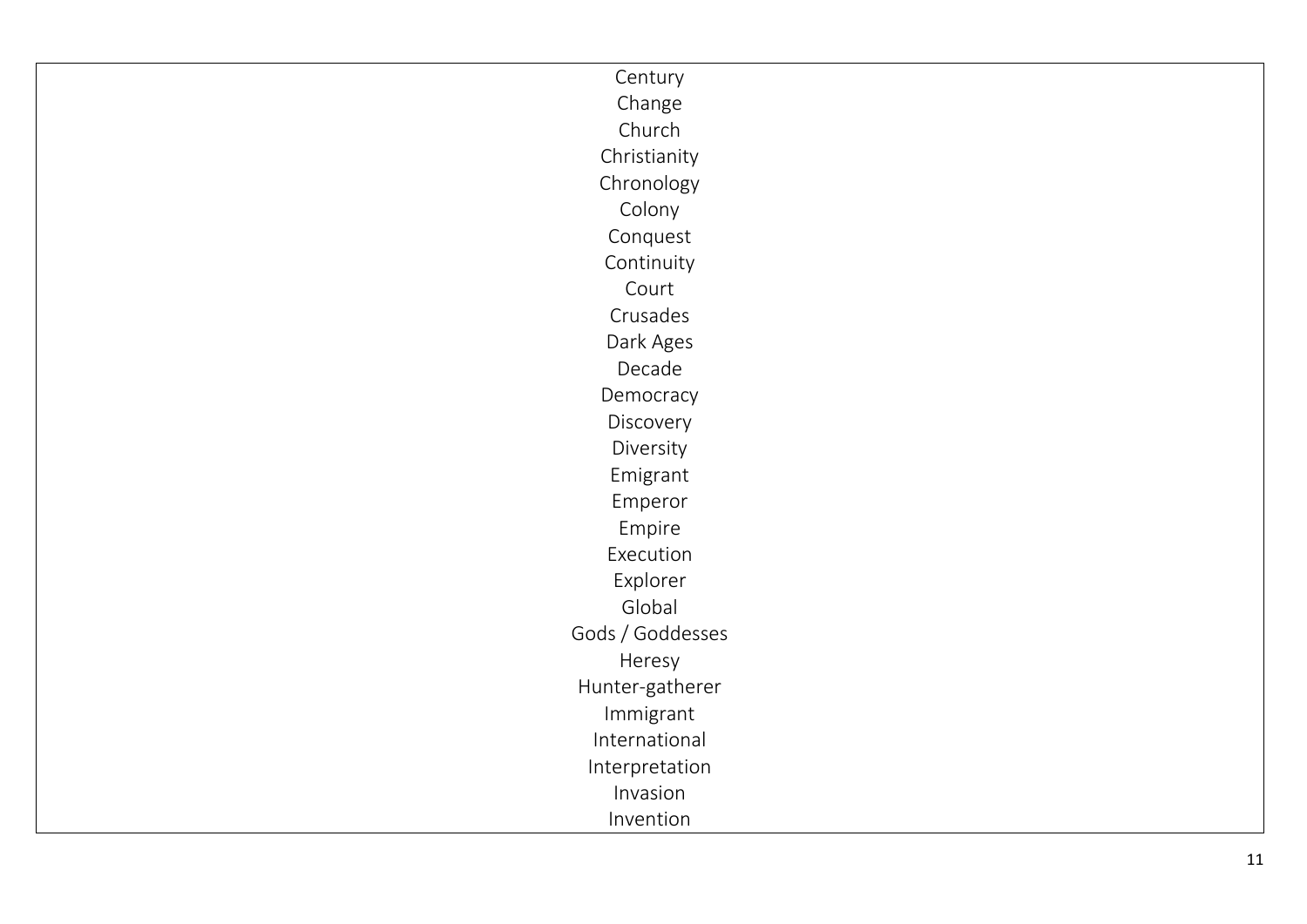Century
Change
Church
Christianity
Chronology
Colony
Conquest
Continuity
Court
Crusades
Dark Ages
Decade
Democracy
Discovery
Diversity
Emigrant
Emperor
Empire
Execution
Explorer
Global
Gods / Goddesses
Heresy
Hunter-gatherer
Immigrant
International
Interpretation
Invasion
Invention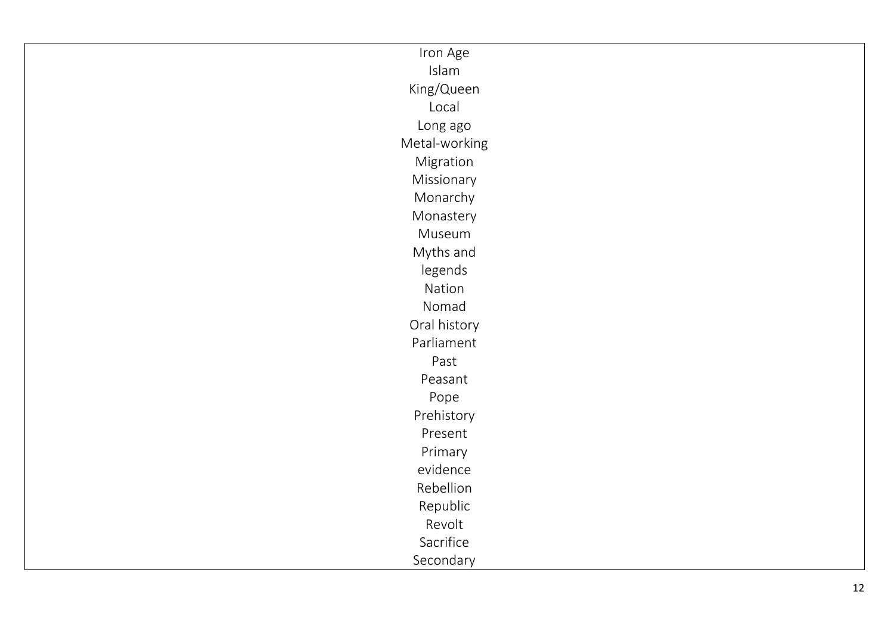Iron Age
Islam
King/Queen
Local
Long ago
Metal-working
Migration
Missionary
Monarchy
Monastery
Museum
Myths and legends
Nation
Nomad
Oral history
Parliament
Past
Peasant
Pope
Prehistory
Present
Primary evidence
Rebellion
Republic
Revolt
Sacrifice
Secondary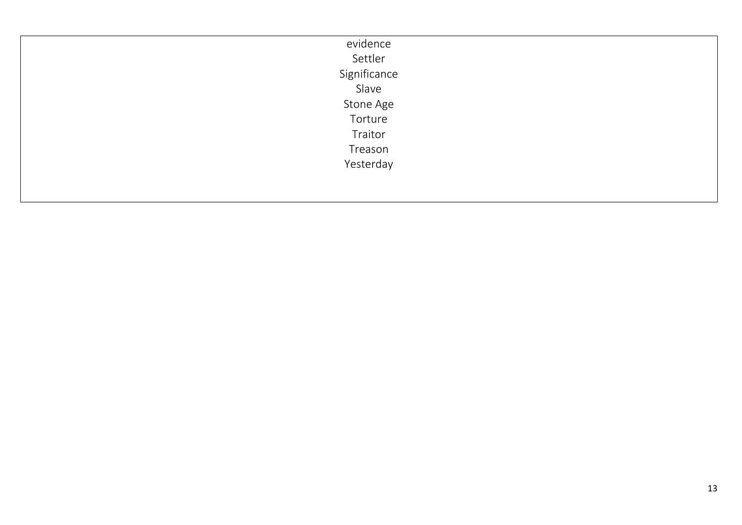evidence
Settler
Significance
Slave
Stone Age
Torture
Traitor
Treason
Yesterday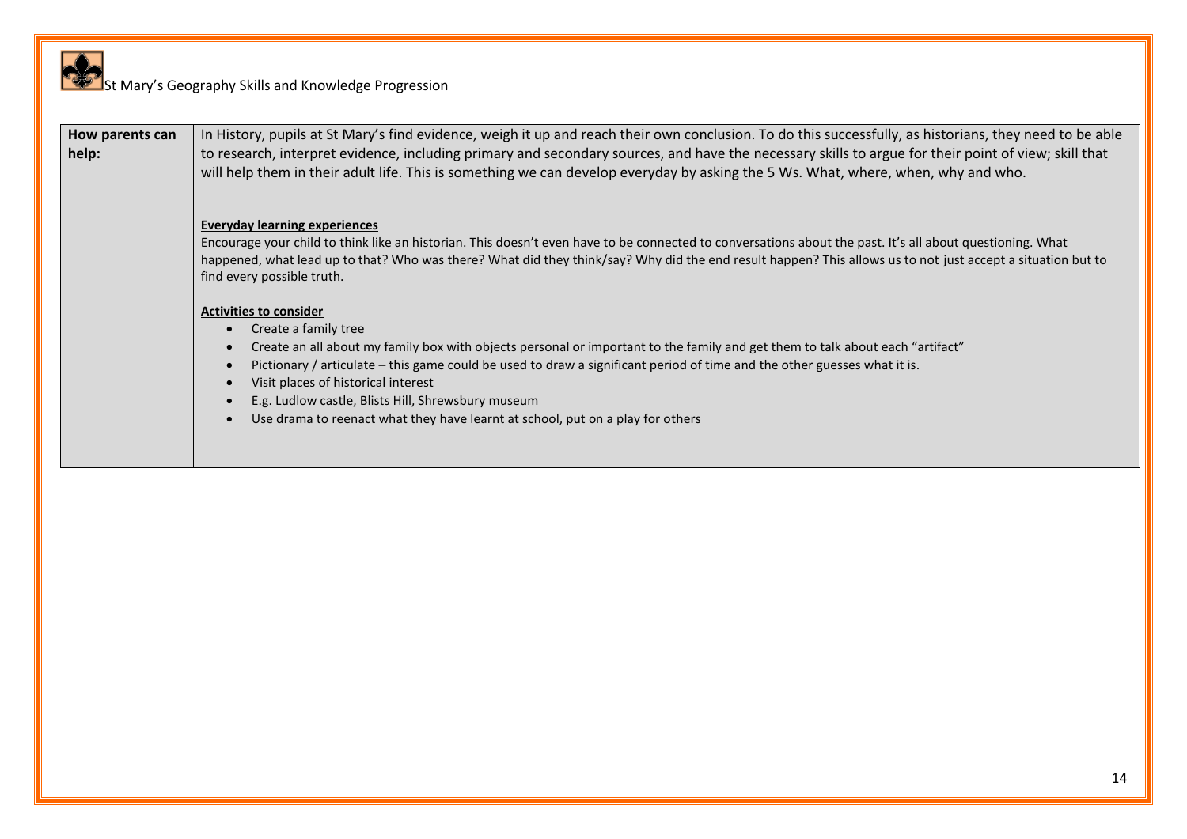St Mary's Geography Skills and Knowledge Progression

| **How parents can help:** | In History, pupils at St Mary's find evidence, weigh it up and reach their own conclusion. To do this successfully, as historians, they need to be able to research, interpret evidence, including primary and secondary sources, and have the necessary skills to argue for their point of view; skill that will help them in their adult life. This is something we can develop everyday by asking the 5 Ws. What, where, when, why and who.<br><br>**Everyday learning experiences**<br>Encourage your child to think like an historian. This doesn't even have to be connected to conversations about the past. It's all about questioning. What happened, what lead up to that? Who was there? What did they think/say? Why did the end result happen? This allows us to not just accept a situation but to find every possible truth.<br><br>**Activities to consider**<br>• Create a family tree<br>• Create an all about my family box with objects personal or important to the family and get them to talk about each "artifact"<br>• Pictionary / articulate – this game could be used to draw a significant period of time and the other guesses what it is.<br>• Visit places of historical interest<br>• E.g. Ludlow castle, Blists Hill, Shrewsbury museum<br>• Use drama to reenact what they have learnt at school, put on a play for others |
| --- | --- |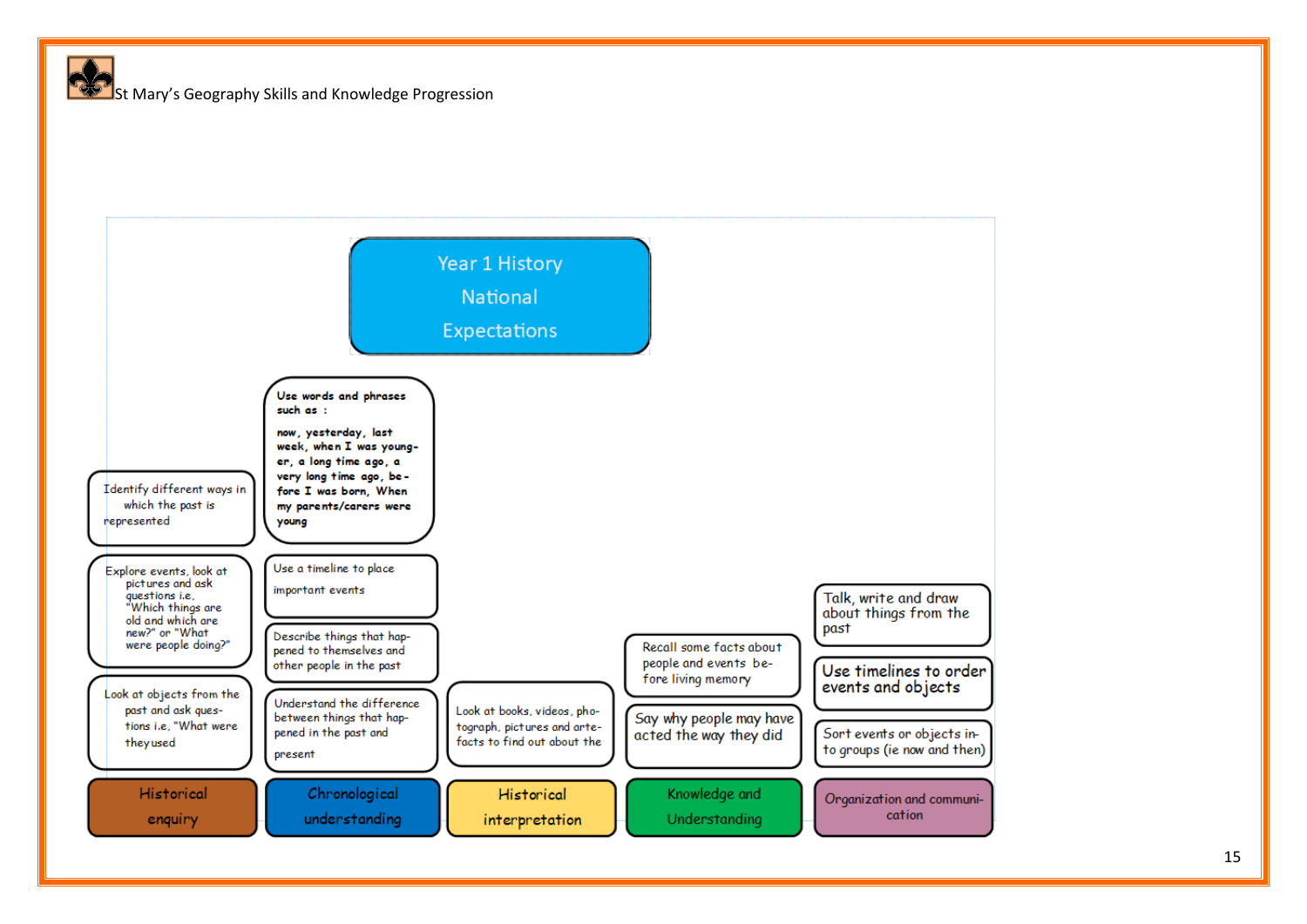St Mary's Geography Skills and Knowledge Progression

# Year 1 History National Expectations

## Historical enquiry

- Identify different ways in which the past is represented
- Explore events, look at pictures and ask questions i.e. "Which things are old and which are new?" or "What were people doing?"
- Look at objects from the past and ask questions i.e. "What were they used

## Chronological understanding

- Use words and phrases such as :

  **now, yesterday, last week, when I was younger, a long time ago, a very long time ago, before I was born, When my parents/carers were young**

- Use a timeline to place important events
- Describe things that happened to themselves and other people in the past
- Understand the difference between things that happened in the past and present

## Historical interpretation

- Look at books, videos, photograph, pictures and artefacts to find out about the

## Knowledge and Understanding

- Recall some facts about people and events before living memory
- Say why people may have acted the way they did

## Organization and communication

- Talk, write and draw about things from the past
- Use timelines to order events and objects
- Sort events or objects into groups (ie now and then)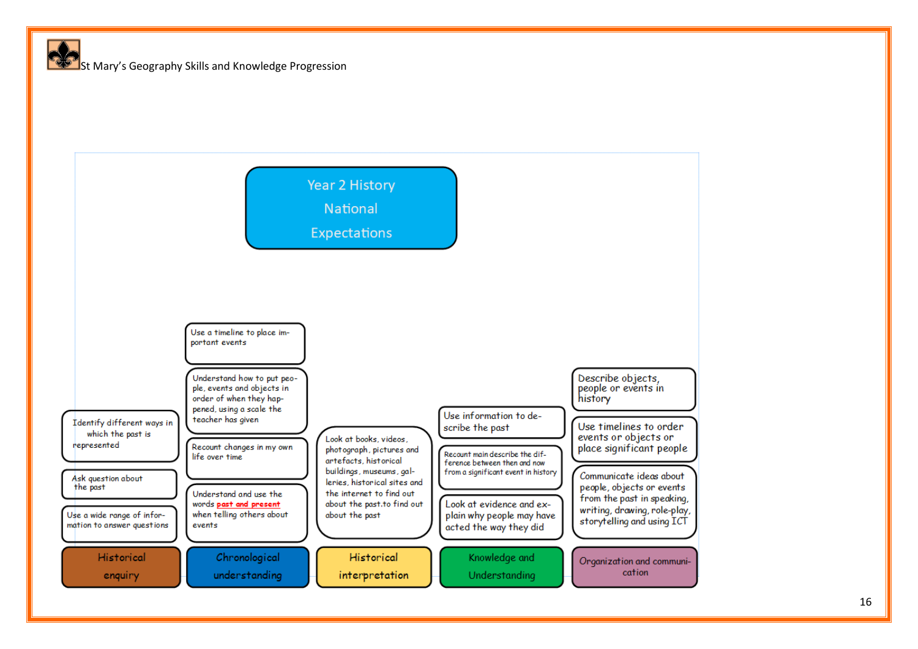St Mary's Geography Skills and Knowledge Progression

# Year 2 History National Expectations

## Historical enquiry

- Identify different ways in which the past is represented
- Ask question about the past
- Use a wide range of information to answer questions

## Chronological understanding

- Use a timeline to place important events
- Understand how to put people, events and objects in order of when they happened, using a scale the teacher has given
- Recount changes in my own life over time
- Understand and use the words **past and present** when telling others about events

## Historical interpretation

- Look at books, videos, photograph, pictures and artefacts, historical buildings, museums, galleries, historical sites and the internet to find out about the past.to find out about the past

## Knowledge and Understanding

- Use information to describe the past
- Recount main describe the difference between then and now from a significant event in history
- Look at evidence and explain why people may have acted the way they did

## Organization and communication

- Describe objects, people or events in history
- Use timelines to order events or objects or place significant people
- Communicate ideas about people, objects or events from the past in speaking, writing, drawing, role-play, storytelling and using ICT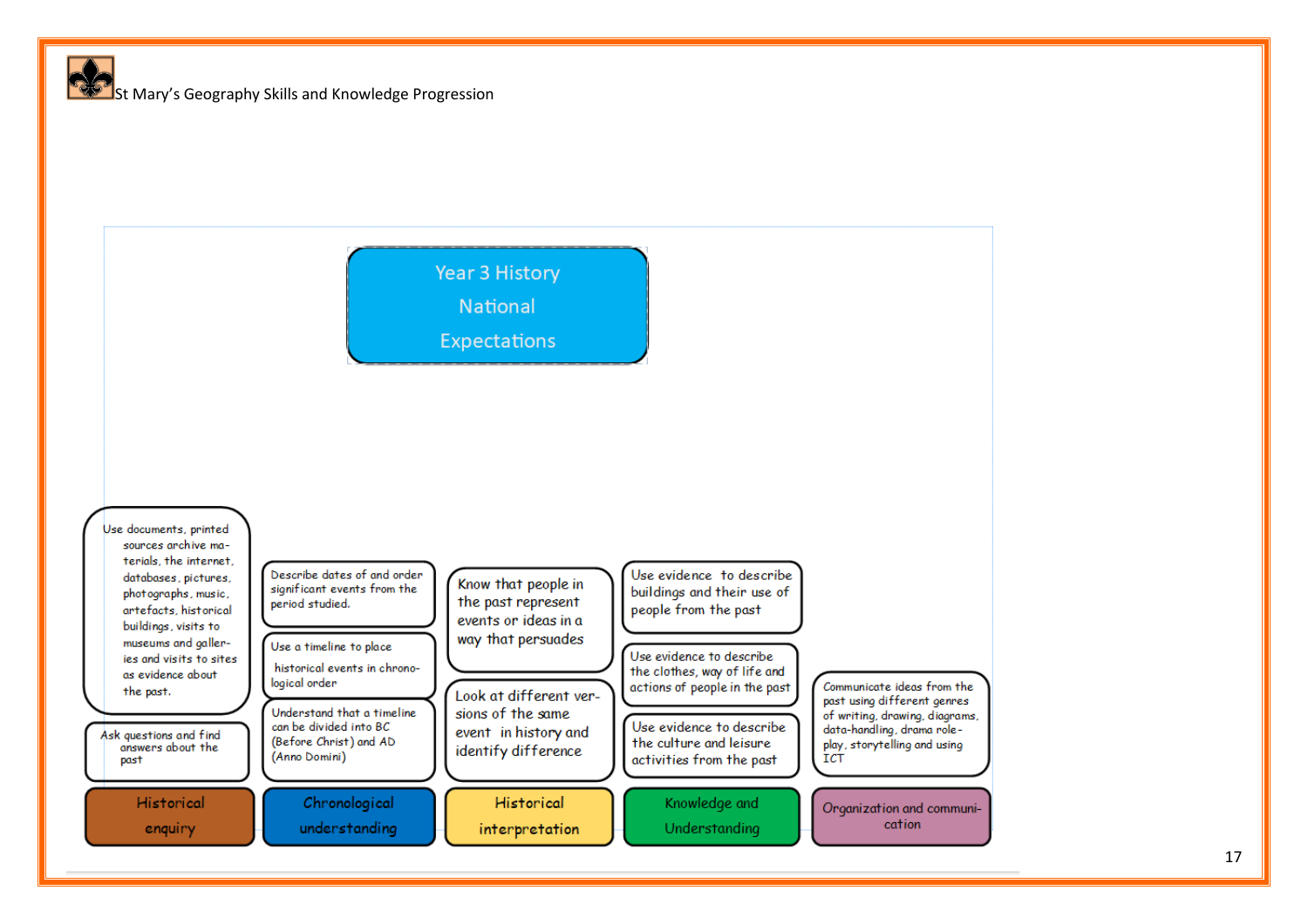St Mary's Geography Skills and Knowledge Progression

# Year 3 History National Expectations

## Historical enquiry

- Use documents, printed sources archive materials, the internet, databases, pictures, photographs, music, artefacts, historical buildings, visits to museums and galleries and visits to sites as evidence about the past.
- Ask questions and find answers about the past

## Chronological understanding

- Describe dates of and order significant events from the period studied.
- Use a timeline to place historical events in chronological order
- Understand that a timeline can be divided into BC (Before Christ) and AD (Anno Domini)

## Historical interpretation

- Know that people in the past represent events or ideas in a way that persuades
- Look at different versions of the same event in history and identify difference

## Knowledge and Understanding

- Use evidence to describe buildings and their use of people from the past
- Use evidence to describe the clothes, way of life and actions of people in the past
- Use evidence to describe the culture and leisure activities from the past

## Organization and communication

- Communicate ideas from the past using different genres of writing, drawing, diagrams, data-handling, drama role-play, storytelling and using ICT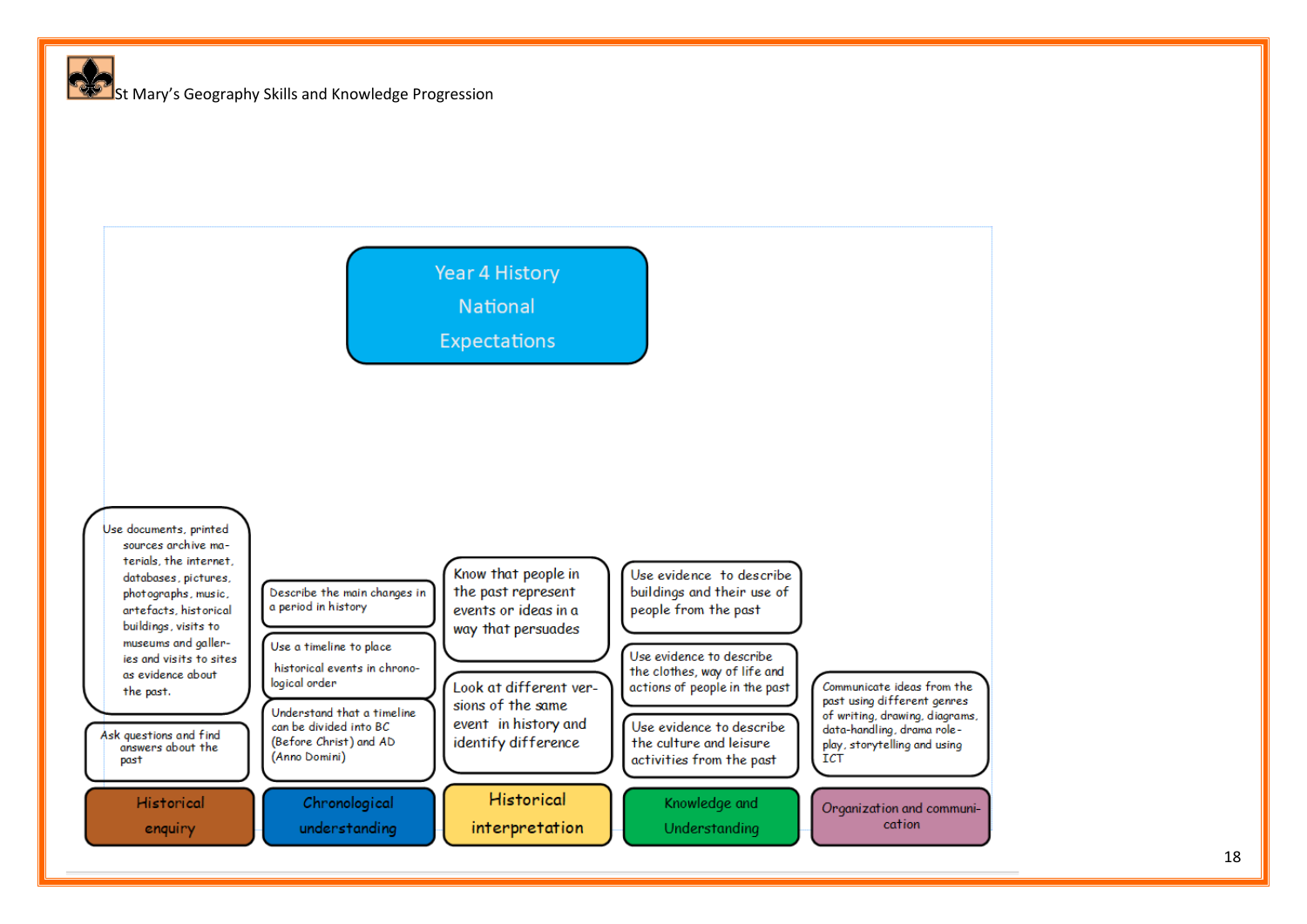St Mary's Geography Skills and Knowledge Progression

# Year 4 History National Expectations

## Historical enquiry

- Use documents, printed sources archive materials, the internet, databases, pictures, photographs, music, artefacts, historical buildings, visits to museums and galleries and visits to sites as evidence about the past.
- Ask questions and find answers about the past

## Chronological understanding

- Describe the main changes in a period in history
- Use a timeline to place historical events in chronological order
- Understand that a timeline can be divided into BC (Before Christ) and AD (Anno Domini)

## Historical interpretation

- Know that people in the past represent events or ideas in a way that persuades
- Look at different versions of the same event in history and identify difference

## Knowledge and Understanding

- Use evidence to describe buildings and their use of people from the past
- Use evidence to describe the clothes, way of life and actions of people in the past
- Use evidence to describe the culture and leisure activities from the past

## Organization and communication

- Communicate ideas from the past using different genres of writing, drawing, diagrams, data-handling, drama role-play, storytelling and using ICT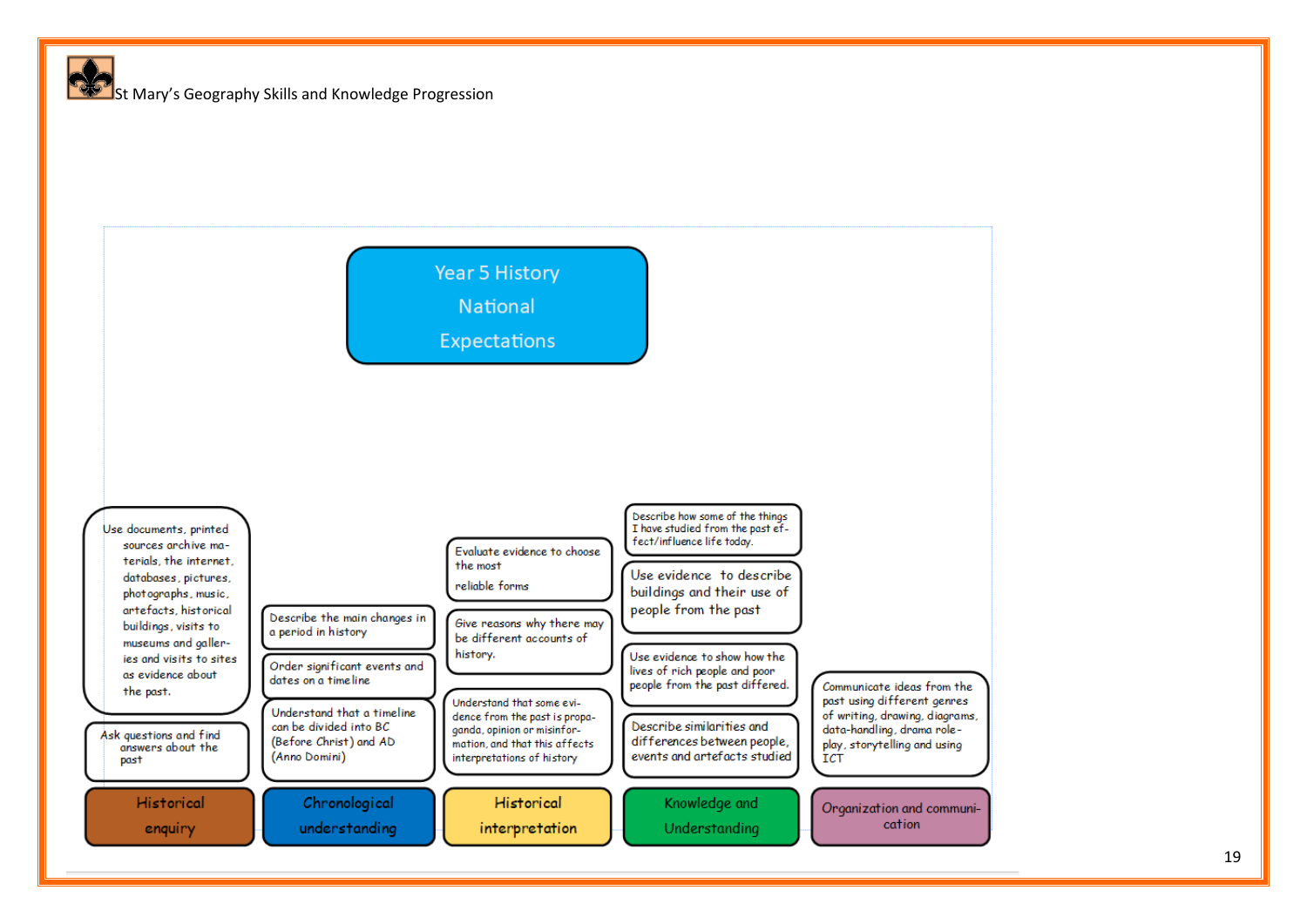St Mary's Geography Skills and Knowledge Progression

# Year 5 History National Expectations

## Historical enquiry

- Use documents, printed sources archive materials, the internet, databases, pictures, photographs, music, artefacts, historical buildings, visits to museums and galleries and visits to sites as evidence about the past.
- Ask questions and find answers about the past

## Chronological understanding

- Describe the main changes in a period in history
- Order significant events and dates on a timeline
- Understand that a timeline can be divided into BC (Before Christ) and AD (Anno Domini)

## Historical interpretation

- Evaluate evidence to choose the most reliable forms
- Give reasons why there may be different accounts of history.
- Understand that some evidence from the past is propaganda, opinion or misinformation, and that this affects interpretations of history

## Knowledge and Understanding

- Describe how some of the things I have studied from the past effect/influence life today.
- Use evidence to describe buildings and their use of people from the past
- Use evidence to show how the lives of rich people and poor people from the past differed.
- Describe similarities and differences between people, events and artefacts studied

## Organization and communication

- Communicate ideas from the past using different genres of writing, drawing, diagrams, data-handling, drama role-play, storytelling and using ICT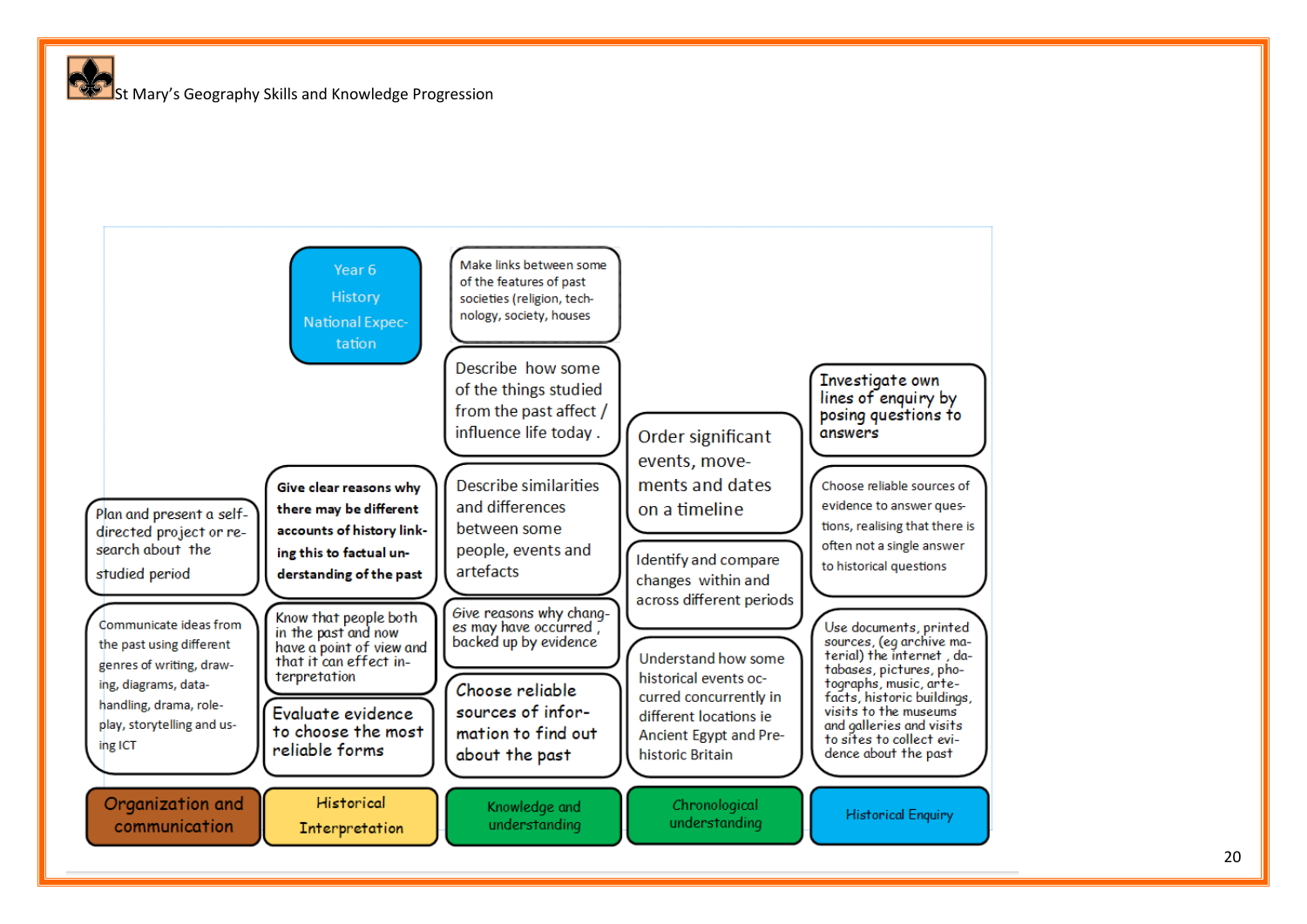St Mary's Geography Skills and Knowledge Progression

## Year 6 History National Expectation

| Organization and communication | Historical Interpretation | Knowledge and understanding | Chronological understanding | Historical Enquiry |
|---|---|---|---|---|
| | | Make links between some of the features of past societies (religion, technology, society, houses | | |
| | | Describe how some of the things studied from the past affect / influence life today . | | Investigate own lines of enquiry by posing questions to answers |
| Plan and present a self-directed project or research about the studied period | Give clear reasons why there may be different accounts of history linking this to factual understanding of the past | Describe similarities and differences between some people, events and artefacts | Order significant events, movements and dates on a timeline | Choose reliable sources of evidence to answer questions, realising that there is often not a single answer to historical questions |
| Communicate ideas from the past using different genres of writing, drawing, diagrams, data-handling, drama, role-play, storytelling and using ICT | Know that people both in the past and now have a point of view and that it can effect interpretation | Give reasons why changes may have occurred , backed up by evidence | Identify and compare changes within and across different periods | Use documents, printed sources, (eg archive material) the internet , databases, pictures, photographs, music, artefacts, historic buildings, visits to the museums and galleries and visits to sites to collect evidence about the past |
| | Evaluate evidence to choose the most reliable forms | Choose reliable sources of information to find out about the past | Understand how some historical events occurred concurrently in different locations ie Ancient Egypt and Prehistoric Britain | |